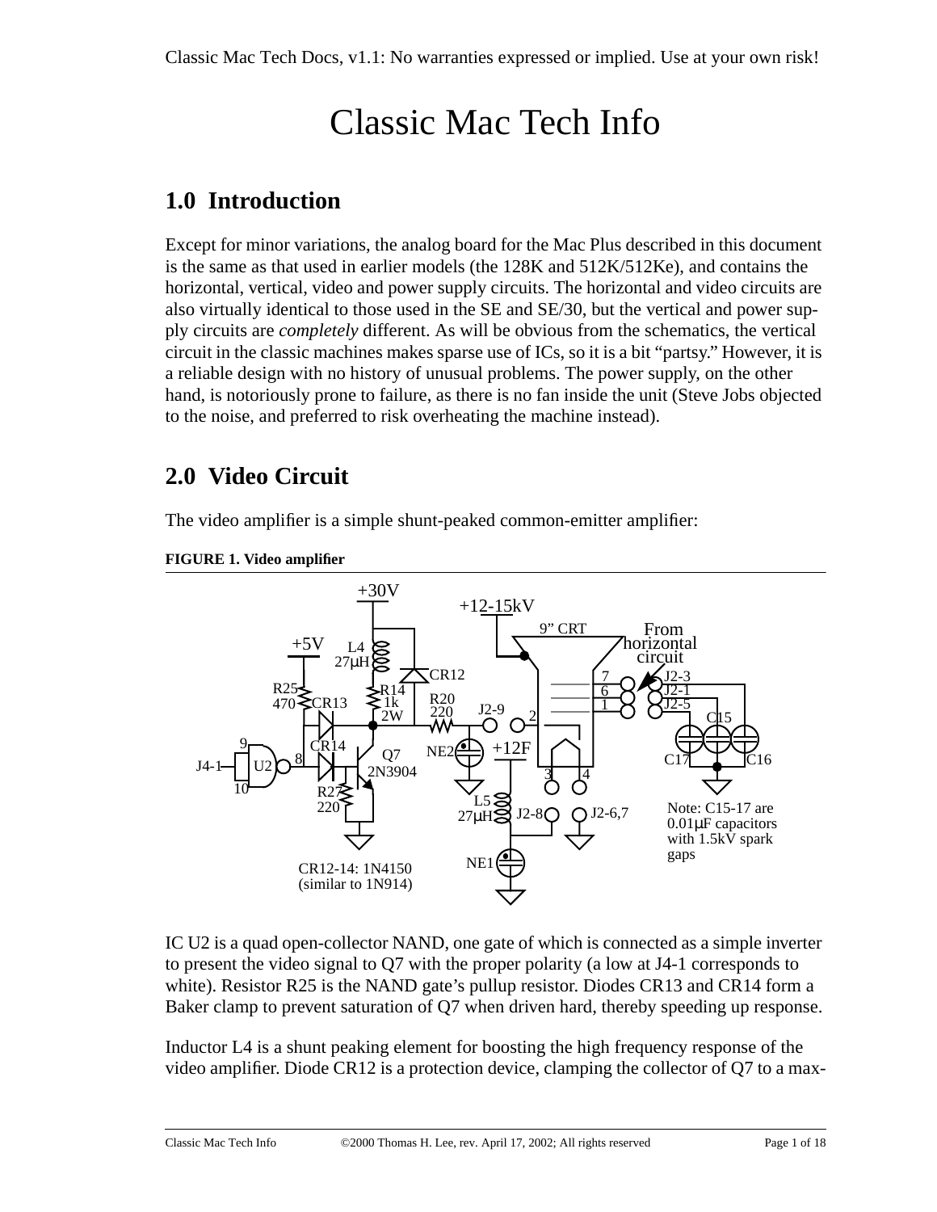# Classic Mac Tech Info

## 1.0 Introduction

Except for minor variations, the analog board for the Mac Plus described in this document is the same as that used in earlier models (the 128K and 512K/512Ke), and contains the horizontal, vertical, video and power supply circuits. The horizontal and video circuits are also virtually identical to those used in the SE and SE/30, but the vertical and power supply circuits are *completely* different. As will be obvious from the schematics, the vertical circuit in the classic machines makes sparse use of ICs, so it is a bit "partsy." However, it is a reliable design with no history of unusual problems. The power supply, on the other hand, is notoriously prone to failure, as there is no fan inside the unit (Steve Jobs objected to the noise, and preferred to risk overheating the machine instead).

## 2.0 Video Circuit

The video amplifier is a simple shunt-peaked common-emitter amplifier:

**FIGURE 1. Video amplifier**

IC U2 is a quad open-collector NAND, one gate of which is connected as a simple inverter to present the video signal to Q7 with the proper polarity (a low at J4-1 corresponds to white). Resistor R25 is the NAND gate's pullup resistor. Diodes CR13 and CR14 form a Baker clamp to prevent saturation of Q7 when driven hard, thereby speeding up response.

Inductor L4 is a shunt peaking element for boosting the high frequency response of the video amplifier. Diode CR12 is a protection device, clamping the collector of Q7 to a max-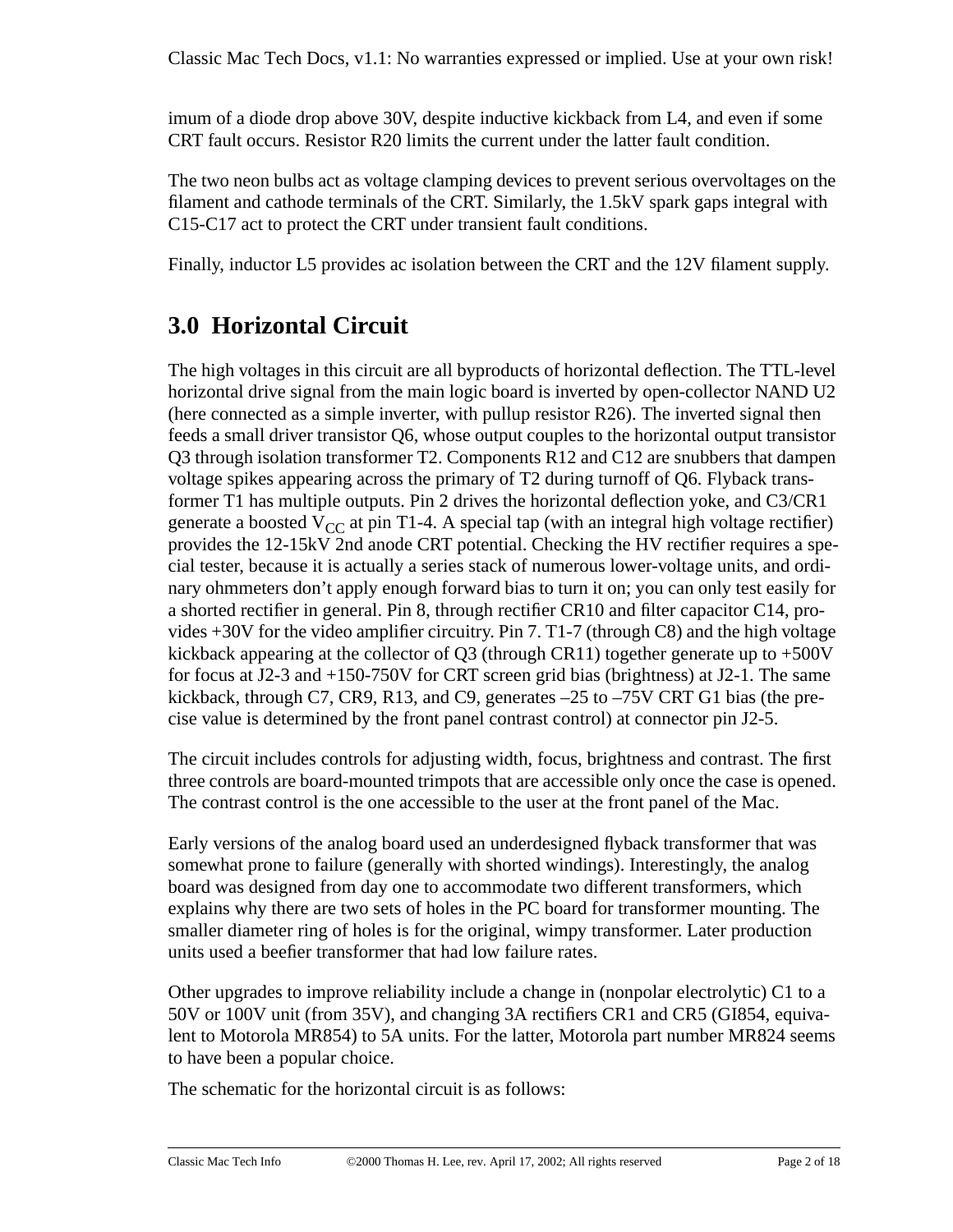imum of a diode drop above 30V, despite inductive kickback from L4, and even if some CRT fault occurs. Resistor R20 limits the current under the latter fault condition.

The two neon bulbs act as voltage clamping devices to prevent serious overvoltages on the filament and cathode terminals of the CRT. Similarly, the 1.5kV spark gaps integral with C15-C17 act to protect the CRT under transient fault conditions.

Finally, inductor L5 provides ac isolation between the CRT and the 12V filament supply.

## 3.0 Horizontal Circuit

The high voltages in this circuit are all byproducts of horizontal deflection. The TTL-level horizontal drive signal from the main logic board is inverted by open-collector NAND U2 (here connected as a simple inverter, with pullup resistor R26). The inverted signal then feeds a small driver transistor Q6, whose output couples to the horizontal output transistor Q3 through isolation transformer T2. Components R12 and C12 are snubbers that dampen voltage spikes appearing across the primary of T2 during turnoff of Q6. Flyback transformer T1 has multiple outputs. Pin 2 drives the horizontal deflection yoke, and C3/CR1 generate a boosted $V_{CC}$ at pin T1-4. A special tap (with an integral high voltage rectifier) provides the 12-15kV 2nd anode CRT potential. Checking the HV rectifier requires a special tester, because it is actually a series stack of numerous lower-voltage units, and ordinary ohmmeters don't apply enough forward bias to turn it on; you can only test easily for a shorted rectifier in general. Pin 8, through rectifier CR10 and filter capacitor C14, provides +30V for the video amplifier circuitry. Pin 7. T1-7 (through C8) and the high voltage kickback appearing at the collector of Q3 (through CR11) together generate up to +500V for focus at J2-3 and +150-750V for CRT screen grid bias (brightness) at J2-1. The same kickback, through C7, CR9, R13, and C9, generates –25 to –75V CRT G1 bias (the precise value is determined by the front panel contrast control) at connector pin J2-5.

The circuit includes controls for adjusting width, focus, brightness and contrast. The first three controls are board-mounted trimpots that are accessible only once the case is opened. The contrast control is the one accessible to the user at the front panel of the Mac.

Early versions of the analog board used an underdesigned flyback transformer that was somewhat prone to failure (generally with shorted windings). Interestingly, the analog board was designed from day one to accommodate two different transformers, which explains why there are two sets of holes in the PC board for transformer mounting. The smaller diameter ring of holes is for the original, wimpy transformer. Later production units used a beefier transformer that had low failure rates.

Other upgrades to improve reliability include a change in (nonpolar electrolytic) C1 to a 50V or 100V unit (from 35V), and changing 3A rectifiers CR1 and CR5 (GI854, equivalent to Motorola MR854) to 5A units. For the latter, Motorola part number MR824 seems to have been a popular choice.

The schematic for the horizontal circuit is as follows: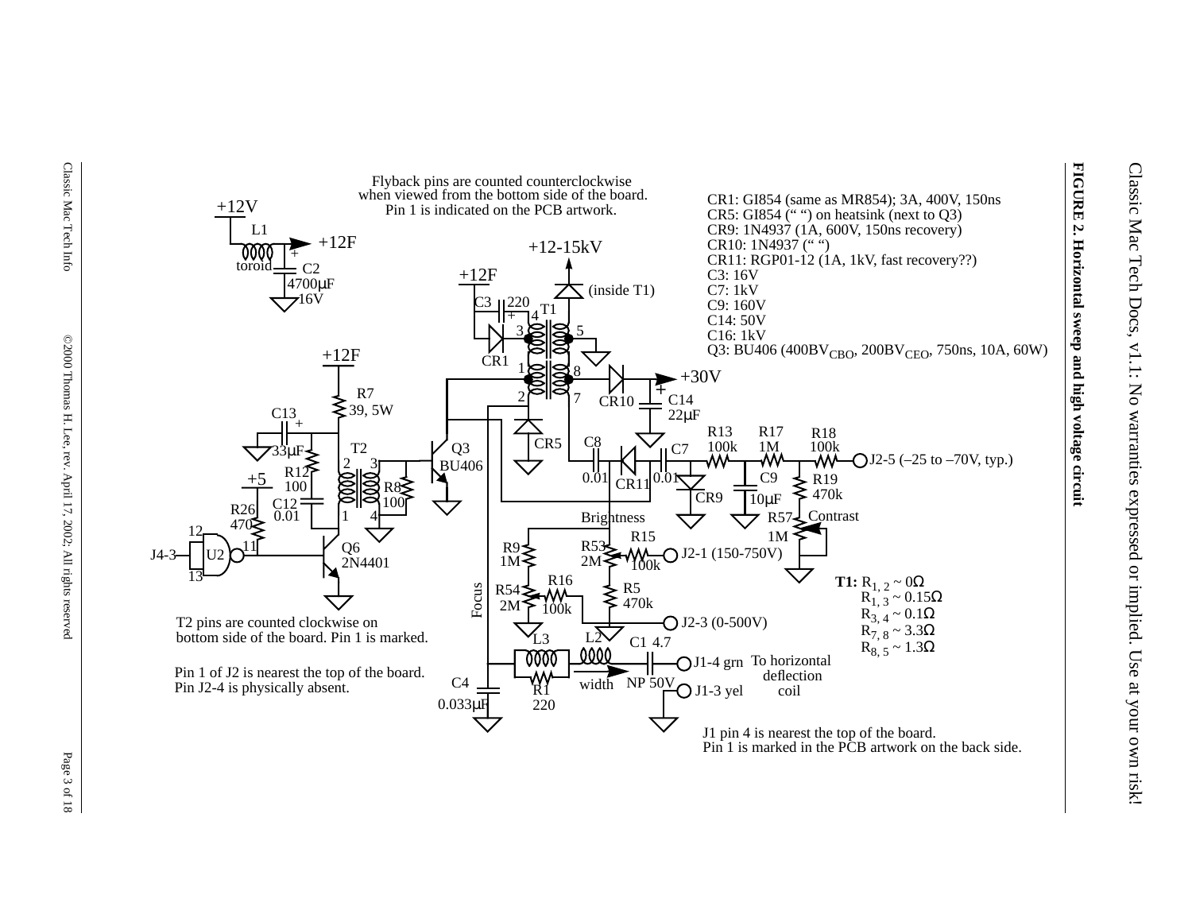## FIGURE 2. Horizontal sweep and high voltage circuit

Flyback pins are counted counterclockwise when viewed from the bottom side of the board. Pin 1 is indicated on the PCB artwork.

CR1: GI854 (same as MR854); 3A, 400V, 150ns
CR5: GI854 (" ") on heatsink (next to Q3)
CR9: 1N4937 (1A, 600V, 150ns recovery)
CR10: 1N4937 (" ")
CR11: RGP01-12 (1A, 1kV, fast recovery??)
C3: 16V
C7: 1kV
C9: 160V
C14: 50V
C16: 1kV
Q3: BU406 (400$BV_{CBO}$, 200$BV_{CEO}$, 750ns, 10A, 60W)

+12V, L1 toroid, +12F, C2 4700μF 16V

+12-15kV (inside T1), +12F, C3 220, T1, CR1, +30V, CR10, C14 22μF

+12F, R7 39, 5W, C13 33μF, T2, Q3 BU406, R12 100, R8 100, C12 0.01, +5, R26 470, U2, J4-3, Q6 2N4401

CR5, C8 0.01, CR11, C7 0.01, CR9, R13 100k, R17 1M, C9 10μF, R18 100k, R19 470k, J2-5 (–25 to –70V, typ.), R57 1M Contrast

Brightness, R9 1M, R53 2M, R15 100k, J2-1 (150-750V), Focus, R54 2M, R16 100k, R5 470k, J2-3 (0-500V)

L3, R1 220, L2 width, C1 4.7 NP 50V, C4 0.033μF, J1-4 grn, J1-3 yel, To horizontal deflection coil

**T1:** $R_{1,2}$ ~ 0Ω
$R_{1,3}$ ~ 0.15Ω
$R_{3,4}$ ~ 0.1Ω
$R_{7,8}$ ~ 3.3Ω
$R_{8,5}$ ~ 1.3Ω

T2 pins are counted clockwise on bottom side of the board. Pin 1 is marked.

Pin 1 of J2 is nearest the top of the board.
Pin J2-4 is physically absent.

J1 pin 4 is nearest the top of the board.
Pin 1 is marked in the PCB artwork on the back side.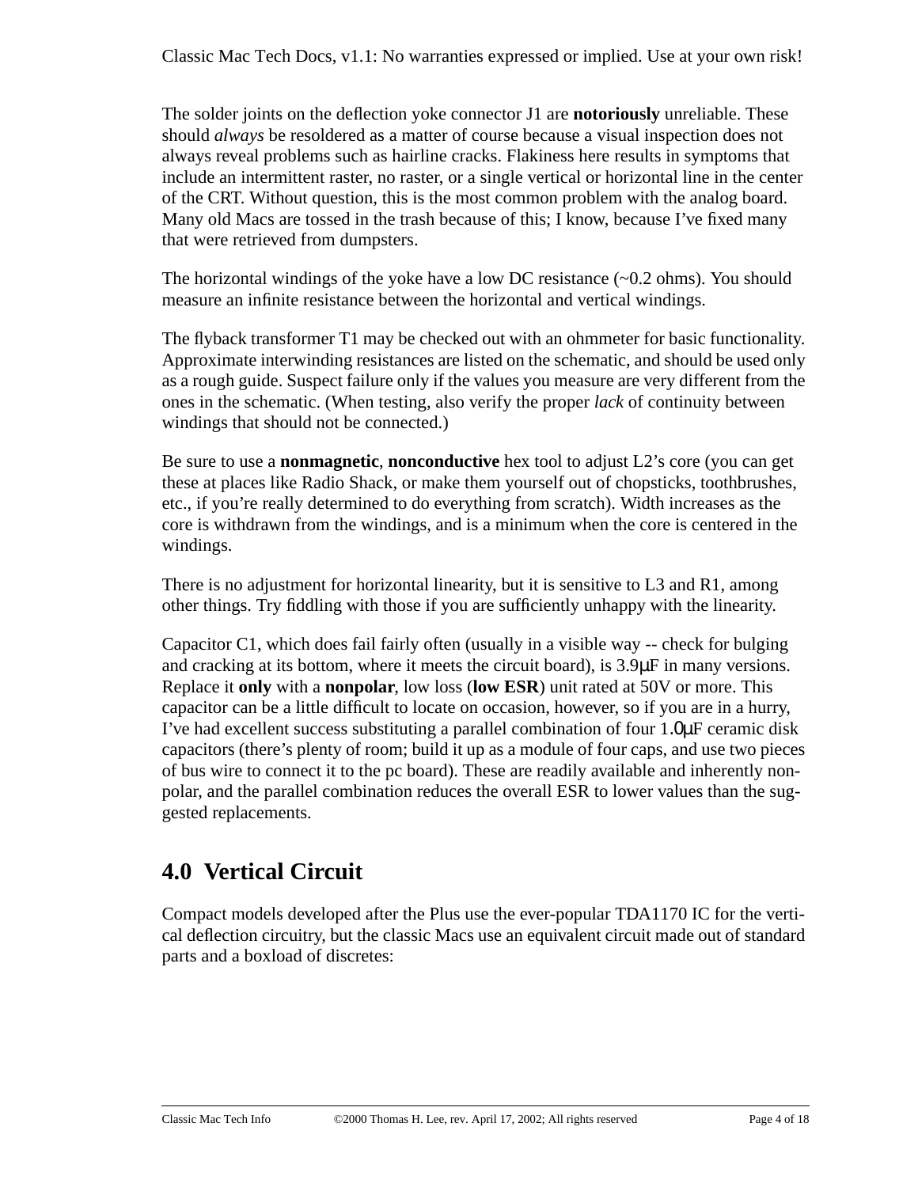The solder joints on the deflection yoke connector J1 are **notoriously** unreliable. These should *always* be resoldered as a matter of course because a visual inspection does not always reveal problems such as hairline cracks. Flakiness here results in symptoms that include an intermittent raster, no raster, or a single vertical or horizontal line in the center of the CRT. Without question, this is the most common problem with the analog board. Many old Macs are tossed in the trash because of this; I know, because I've fixed many that were retrieved from dumpsters.

The horizontal windings of the yoke have a low DC resistance (~0.2 ohms). You should measure an infinite resistance between the horizontal and vertical windings.

The flyback transformer T1 may be checked out with an ohmmeter for basic functionality. Approximate interwinding resistances are listed on the schematic, and should be used only as a rough guide. Suspect failure only if the values you measure are very different from the ones in the schematic. (When testing, also verify the proper *lack* of continuity between windings that should not be connected.)

Be sure to use a **nonmagnetic**, **nonconductive** hex tool to adjust L2's core (you can get these at places like Radio Shack, or make them yourself out of chopsticks, toothbrushes, etc., if you're really determined to do everything from scratch). Width increases as the core is withdrawn from the windings, and is a minimum when the core is centered in the windings.

There is no adjustment for horizontal linearity, but it is sensitive to L3 and R1, among other things. Try fiddling with those if you are sufficiently unhappy with the linearity.

Capacitor C1, which does fail fairly often (usually in a visible way -- check for bulging and cracking at its bottom, where it meets the circuit board), is 3.9µF in many versions. Replace it **only** with a **nonpolar**, low loss (**low ESR**) unit rated at 50V or more. This capacitor can be a little difficult to locate on occasion, however, so if you are in a hurry, I've had excellent success substituting a parallel combination of four 1.0µF ceramic disk capacitors (there's plenty of room; build it up as a module of four caps, and use two pieces of bus wire to connect it to the pc board). These are readily available and inherently non-polar, and the parallel combination reduces the overall ESR to lower values than the suggested replacements.

## 4.0 Vertical Circuit

Compact models developed after the Plus use the ever-popular TDA1170 IC for the vertical deflection circuitry, but the classic Macs use an equivalent circuit made out of standard parts and a boxload of discretes: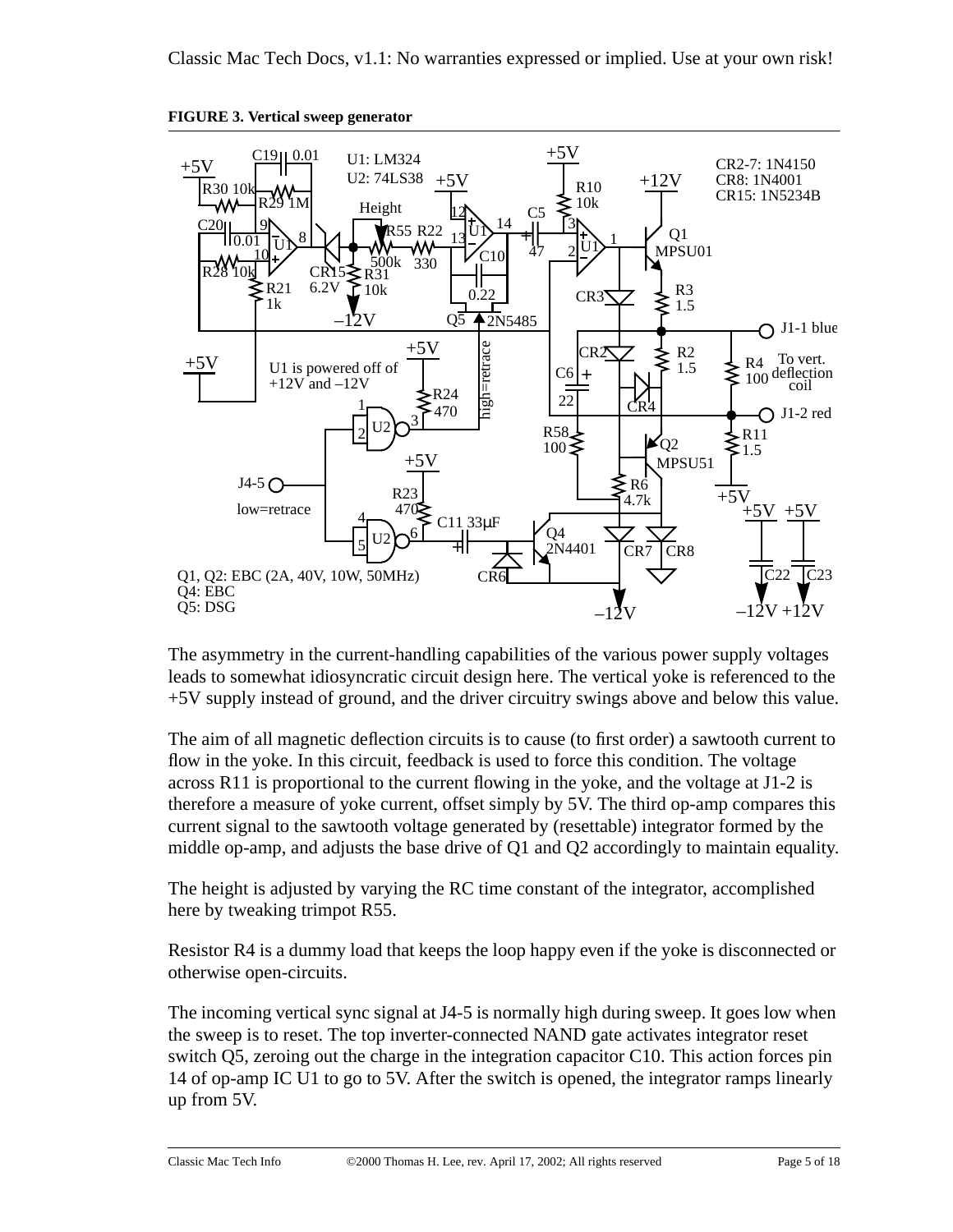**FIGURE 3. Vertical sweep generator**

The asymmetry in the current-handling capabilities of the various power supply voltages leads to somewhat idiosyncratic circuit design here. The vertical yoke is referenced to the +5V supply instead of ground, and the driver circuitry swings above and below this value.

The aim of all magnetic deflection circuits is to cause (to first order) a sawtooth current to flow in the yoke. In this circuit, feedback is used to force this condition. The voltage across R11 is proportional to the current flowing in the yoke, and the voltage at J1-2 is therefore a measure of yoke current, offset simply by 5V. The third op-amp compares this current signal to the sawtooth voltage generated by (resettable) integrator formed by the middle op-amp, and adjusts the base drive of Q1 and Q2 accordingly to maintain equality.

The height is adjusted by varying the RC time constant of the integrator, accomplished here by tweaking trimpot R55.

Resistor R4 is a dummy load that keeps the loop happy even if the yoke is disconnected or otherwise open-circuits.

The incoming vertical sync signal at J4-5 is normally high during sweep. It goes low when the sweep is to reset. The top inverter-connected NAND gate activates integrator reset switch Q5, zeroing out the charge in the integration capacitor C10. This action forces pin 14 of op-amp IC U1 to go to 5V. After the switch is opened, the integrator ramps linearly up from 5V.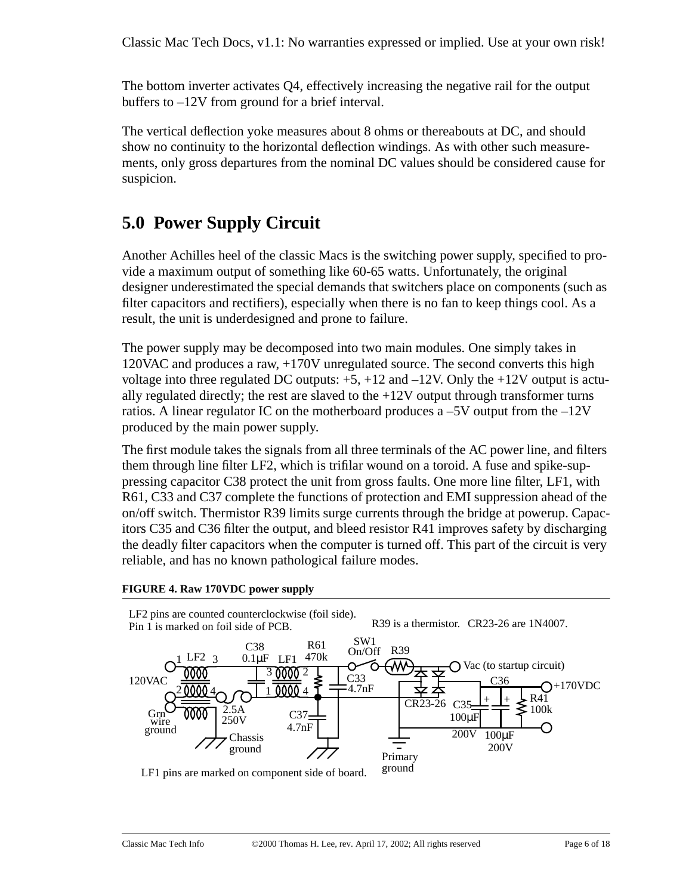The bottom inverter activates Q4, effectively increasing the negative rail for the output buffers to –12V from ground for a brief interval.

The vertical deflection yoke measures about 8 ohms or thereabouts at DC, and should show no continuity to the horizontal deflection windings. As with other such measurements, only gross departures from the nominal DC values should be considered cause for suspicion.

## 5.0 Power Supply Circuit

Another Achilles heel of the classic Macs is the switching power supply, specified to provide a maximum output of something like 60-65 watts. Unfortunately, the original designer underestimated the special demands that switchers place on components (such as filter capacitors and rectifiers), especially when there is no fan to keep things cool. As a result, the unit is underdesigned and prone to failure.

The power supply may be decomposed into two main modules. One simply takes in 120VAC and produces a raw, +170V unregulated source. The second converts this high voltage into three regulated DC outputs: +5, +12 and –12V. Only the +12V output is actually regulated directly; the rest are slaved to the +12V output through transformer turns ratios. A linear regulator IC on the motherboard produces a –5V output from the –12V produced by the main power supply.

The first module takes the signals from all three terminals of the AC power line, and filters them through line filter LF2, which is trifilar wound on a toroid. A fuse and spike-suppressing capacitor C38 protect the unit from gross faults. One more line filter, LF1, with R61, C33 and C37 complete the functions of protection and EMI suppression ahead of the on/off switch. Thermistor R39 limits surge currents through the bridge at powerup. Capacitors C35 and C36 filter the output, and bleed resistor R41 improves safety by discharging the deadly filter capacitors when the computer is turned off. This part of the circuit is very reliable, and has no known pathological failure modes.

**FIGURE 4. Raw 170VDC power supply**

LF2 pins are counted counterclockwise (foil side). Pin 1 is marked on foil side of PCB.

R39 is a thermistor. CR23-26 are 1N4007.

LF1 pins are marked on component side of board.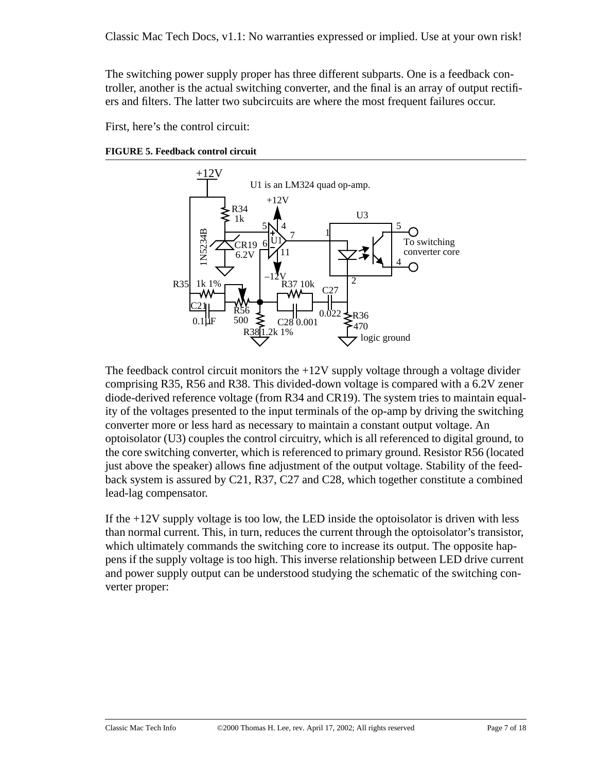The switching power supply proper has three different subparts. One is a feedback controller, another is the actual switching converter, and the final is an array of output rectifiers and filters. The latter two subcircuits are where the most frequent failures occur.

First, here's the control circuit:

**FIGURE 5. Feedback control circuit**

The feedback control circuit monitors the +12V supply voltage through a voltage divider comprising R35, R56 and R38. This divided-down voltage is compared with a 6.2V zener diode-derived reference voltage (from R34 and CR19). The system tries to maintain equality of the voltages presented to the input terminals of the op-amp by driving the switching converter more or less hard as necessary to maintain a constant output voltage. An optoisolator (U3) couples the control circuitry, which is all referenced to digital ground, to the core switching converter, which is referenced to primary ground. Resistor R56 (located just above the speaker) allows fine adjustment of the output voltage. Stability of the feedback system is assured by C21, R37, C27 and C28, which together constitute a combined lead-lag compensator.

If the +12V supply voltage is too low, the LED inside the optoisolator is driven with less than normal current. This, in turn, reduces the current through the optoisolator's transistor, which ultimately commands the switching core to increase its output. The opposite happens if the supply voltage is too high. This inverse relationship between LED drive current and power supply output can be understood studying the schematic of the switching converter proper: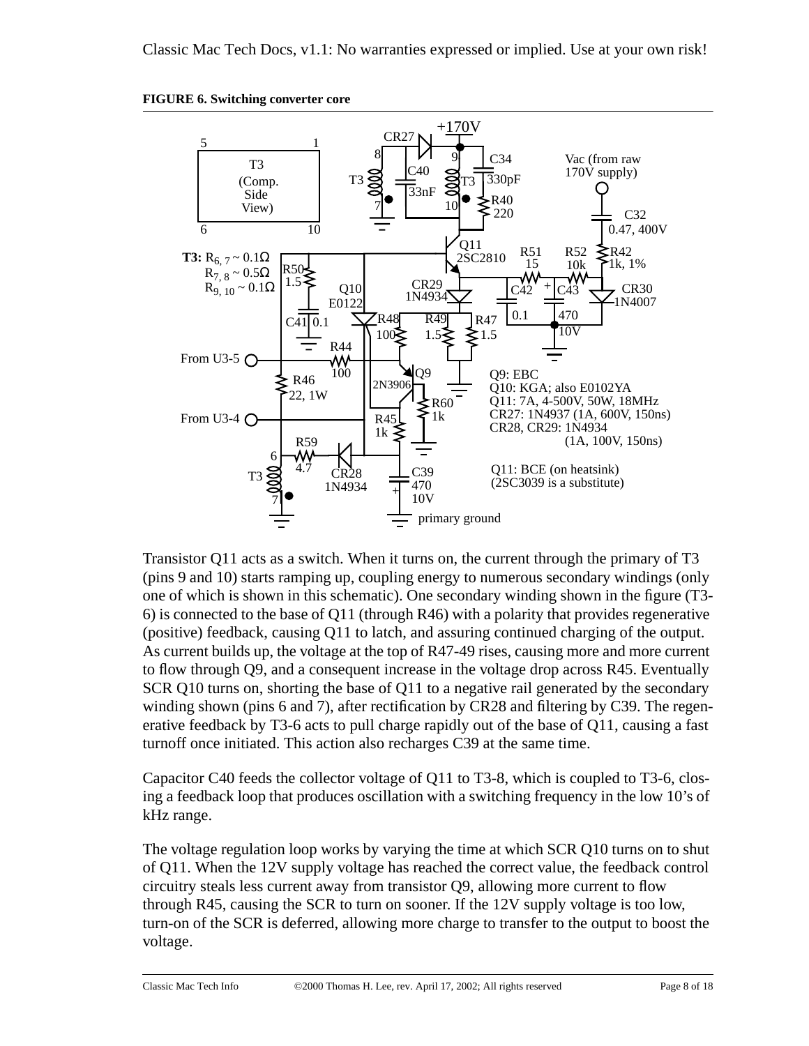**FIGURE 6. Switching converter core**

Transistor Q11 acts as a switch. When it turns on, the current through the primary of T3 (pins 9 and 10) starts ramping up, coupling energy to numerous secondary windings (only one of which is shown in this schematic). One secondary winding shown in the figure (T3-6) is connected to the base of Q11 (through R46) with a polarity that provides regenerative (positive) feedback, causing Q11 to latch, and assuring continued charging of the output. As current builds up, the voltage at the top of R47-49 rises, causing more and more current to flow through Q9, and a consequent increase in the voltage drop across R45. Eventually SCR Q10 turns on, shorting the base of Q11 to a negative rail generated by the secondary winding shown (pins 6 and 7), after rectification by CR28 and filtering by C39. The regenerative feedback by T3-6 acts to pull charge rapidly out of the base of Q11, causing a fast turnoff once initiated. This action also recharges C39 at the same time.

Capacitor C40 feeds the collector voltage of Q11 to T3-8, which is coupled to T3-6, closing a feedback loop that produces oscillation with a switching frequency in the low 10's of kHz range.

The voltage regulation loop works by varying the time at which SCR Q10 turns on to shut of Q11. When the 12V supply voltage has reached the correct value, the feedback control circuitry steals less current away from transistor Q9, allowing more current to flow through R45, causing the SCR to turn on sooner. If the 12V supply voltage is too low, turn-on of the SCR is deferred, allowing more charge to transfer to the output to boost the voltage.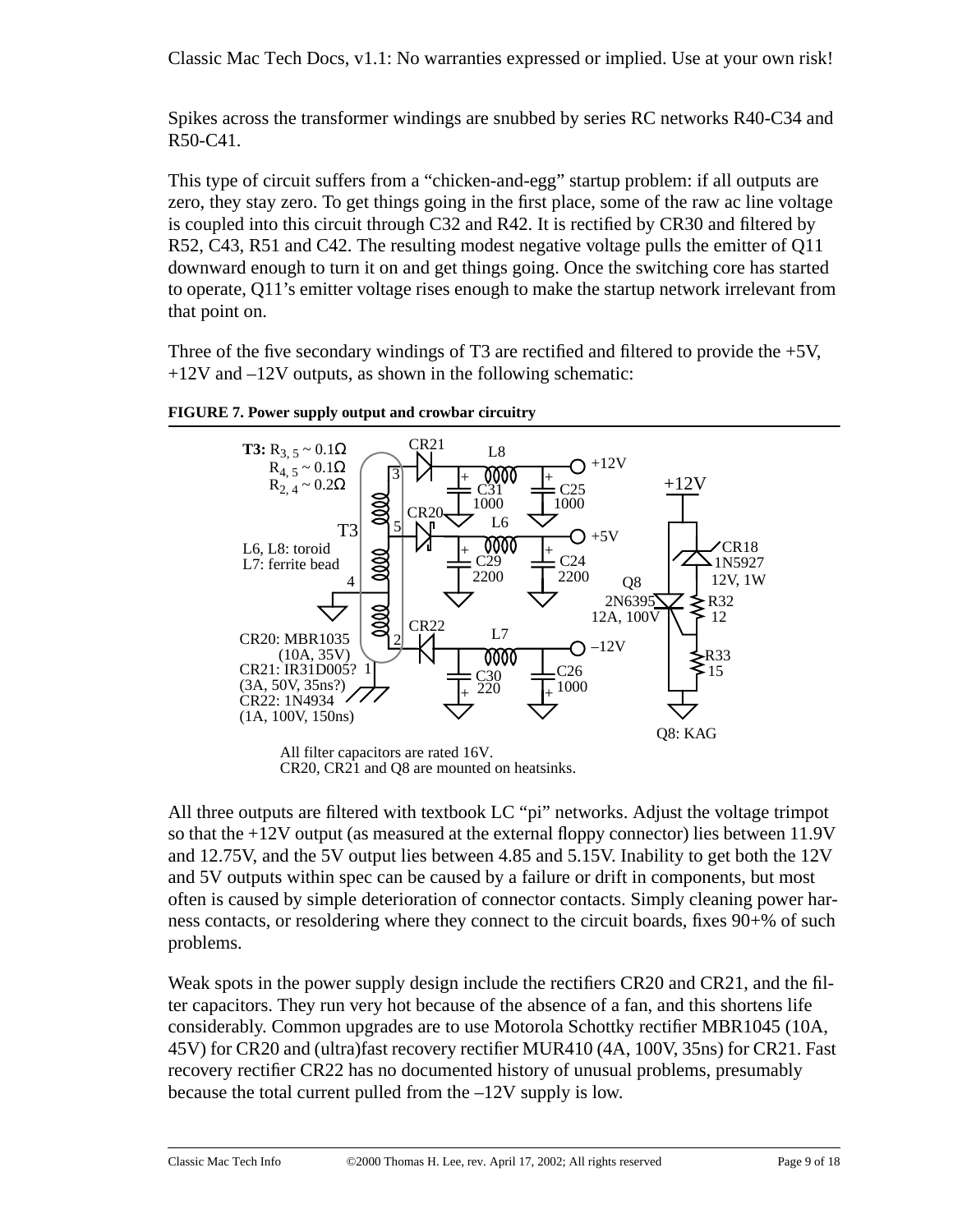Spikes across the transformer windings are snubbed by series RC networks R40-C34 and R50-C41.

This type of circuit suffers from a "chicken-and-egg" startup problem: if all outputs are zero, they stay zero. To get things going in the first place, some of the raw ac line voltage is coupled into this circuit through C32 and R42. It is rectified by CR30 and filtered by R52, C43, R51 and C42. The resulting modest negative voltage pulls the emitter of Q11 downward enough to turn it on and get things going. Once the switching core has started to operate, Q11's emitter voltage rises enough to make the startup network irrelevant from that point on.

Three of the five secondary windings of T3 are rectified and filtered to provide the +5V, +12V and –12V outputs, as shown in the following schematic:

**FIGURE 7. Power supply output and crowbar circuitry**

T3: $R_{3,5} \sim 0.1\Omega$, $R_{4,5} \sim 0.1\Omega$, $R_{2,4} \sim 0.2\Omega$

L6, L8: toroid
L7: ferrite bead

CR20: MBR1035 (10A, 35V)
CR21: IR31D005? (3A, 50V, 35ns?)
CR22: 1N4934 (1A, 100V, 150ns)

CR18 1N5927 12V, 1W
Q8 2N6395 12A, 100V
Q8: KAG

All filter capacitors are rated 16V.
CR20, CR21 and Q8 are mounted on heatsinks.

All three outputs are filtered with textbook LC "pi" networks. Adjust the voltage trimpot so that the +12V output (as measured at the external floppy connector) lies between 11.9V and 12.75V, and the 5V output lies between 4.85 and 5.15V. Inability to get both the 12V and 5V outputs within spec can be caused by a failure or drift in components, but most often is caused by simple deterioration of connector contacts. Simply cleaning power harness contacts, or resoldering where they connect to the circuit boards, fixes 90+% of such problems.

Weak spots in the power supply design include the rectifiers CR20 and CR21, and the filter capacitors. They run very hot because of the absence of a fan, and this shortens life considerably. Common upgrades are to use Motorola Schottky rectifier MBR1045 (10A, 45V) for CR20 and (ultra)fast recovery rectifier MUR410 (4A, 100V, 35ns) for CR21. Fast recovery rectifier CR22 has no documented history of unusual problems, presumably because the total current pulled from the –12V supply is low.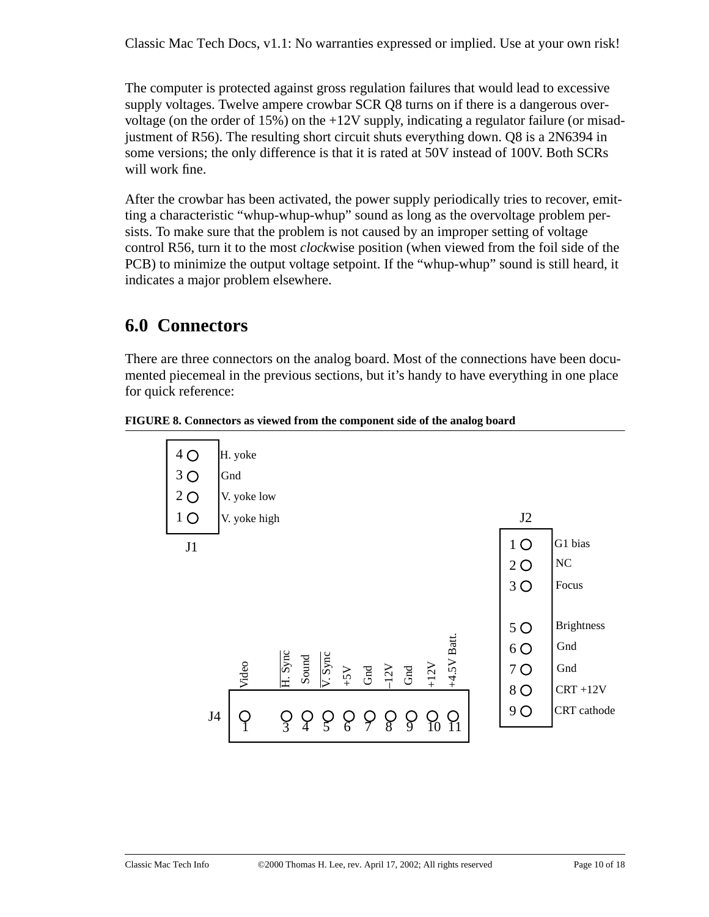The computer is protected against gross regulation failures that would lead to excessive supply voltages. Twelve ampere crowbar SCR Q8 turns on if there is a dangerous overvoltage (on the order of 15%) on the +12V supply, indicating a regulator failure (or misadjustment of R56). The resulting short circuit shuts everything down. Q8 is a 2N6394 in some versions; the only difference is that it is rated at 50V instead of 100V. Both SCRs will work fine.

After the crowbar has been activated, the power supply periodically tries to recover, emitting a characteristic "whup-whup-whup" sound as long as the overvoltage problem persists. To make sure that the problem is not caused by an improper setting of voltage control R56, turn it to the most *clock*wise position (when viewed from the foil side of the PCB) to minimize the output voltage setpoint. If the "whup-whup" sound is still heard, it indicates a major problem elsewhere.

## 6.0 Connectors

There are three connectors on the analog board. Most of the connections have been documented piecemeal in the previous sections, but it's handy to have everything in one place for quick reference:

**FIGURE 8. Connectors as viewed from the component side of the analog board**

J1

| Pin | Signal |
|---|---|
| 4 | H. yoke |
| 3 | Gnd |
| 2 | V. yoke low |
| 1 | V. yoke high |

J2

| Pin | Signal |
|---|---|
| 1 | G1 bias |
| 2 | NC |
| 3 | Focus |
| 5 | Brightness |
| 6 | Gnd |
| 7 | Gnd |
| 8 | CRT +12V |
| 9 | CRT cathode |

J4

| Pin | Signal |
|---|---|
| 1 | Video |
| 3 | $\overline{\text{H. Sync}}$ |
| 4 | Sound |
| 5 | $\overline{\text{V. Sync}}$ |
| 6 | +5V |
| 7 | Gnd |
| 8 | –12V |
| 9 | Gnd |
| 10 | +12V |
| 11 | +4.5V Batt. |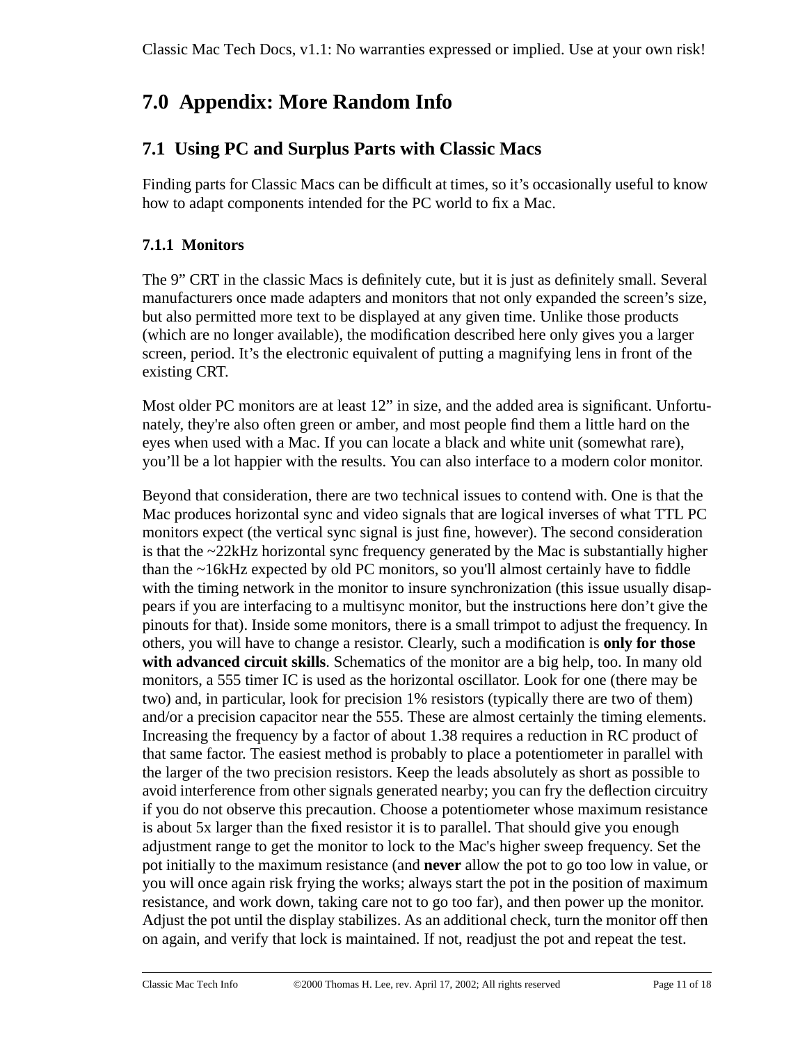# 7.0 Appendix: More Random Info

## 7.1 Using PC and Surplus Parts with Classic Macs

Finding parts for Classic Macs can be difficult at times, so it's occasionally useful to know how to adapt components intended for the PC world to fix a Mac.

### 7.1.1 Monitors

The 9" CRT in the classic Macs is definitely cute, but it is just as definitely small. Several manufacturers once made adapters and monitors that not only expanded the screen's size, but also permitted more text to be displayed at any given time. Unlike those products (which are no longer available), the modification described here only gives you a larger screen, period. It's the electronic equivalent of putting a magnifying lens in front of the existing CRT.

Most older PC monitors are at least 12" in size, and the added area is significant. Unfortunately, they're also often green or amber, and most people find them a little hard on the eyes when used with a Mac. If you can locate a black and white unit (somewhat rare), you'll be a lot happier with the results. You can also interface to a modern color monitor.

Beyond that consideration, there are two technical issues to contend with. One is that the Mac produces horizontal sync and video signals that are logical inverses of what TTL PC monitors expect (the vertical sync signal is just fine, however). The second consideration is that the ~22kHz horizontal sync frequency generated by the Mac is substantially higher than the ~16kHz expected by old PC monitors, so you'll almost certainly have to fiddle with the timing network in the monitor to insure synchronization (this issue usually disappears if you are interfacing to a multisync monitor, but the instructions here don't give the pinouts for that). Inside some monitors, there is a small trimpot to adjust the frequency. In others, you will have to change a resistor. Clearly, such a modification is **only for those with advanced circuit skills**. Schematics of the monitor are a big help, too. In many old monitors, a 555 timer IC is used as the horizontal oscillator. Look for one (there may be two) and, in particular, look for precision 1% resistors (typically there are two of them) and/or a precision capacitor near the 555. These are almost certainly the timing elements. Increasing the frequency by a factor of about 1.38 requires a reduction in RC product of that same factor. The easiest method is probably to place a potentiometer in parallel with the larger of the two precision resistors. Keep the leads absolutely as short as possible to avoid interference from other signals generated nearby; you can fry the deflection circuitry if you do not observe this precaution. Choose a potentiometer whose maximum resistance is about 5x larger than the fixed resistor it is to parallel. That should give you enough adjustment range to get the monitor to lock to the Mac's higher sweep frequency. Set the pot initially to the maximum resistance (and **never** allow the pot to go too low in value, or you will once again risk frying the works; always start the pot in the position of maximum resistance, and work down, taking care not to go too far), and then power up the monitor. Adjust the pot until the display stabilizes. As an additional check, turn the monitor off then on again, and verify that lock is maintained. If not, readjust the pot and repeat the test.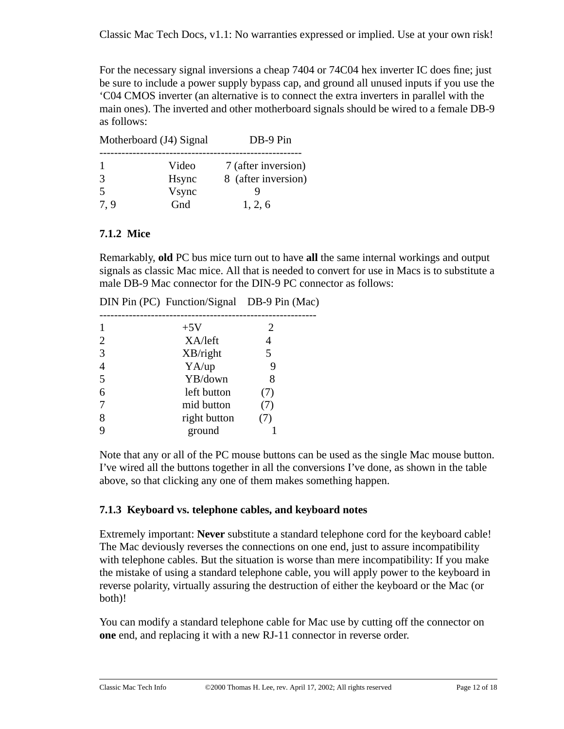For the necessary signal inversions a cheap 7404 or 74C04 hex inverter IC does fine; just be sure to include a power supply bypass cap, and ground all unused inputs if you use the ‘C04 CMOS inverter (an alternative is to connect the extra inverters in parallel with the main ones). The inverted and other motherboard signals should be wired to a female DB-9 as follows:

| Motherboard (J4) | Signal | DB-9 Pin |
|---|---|---|
| 1 | Video | 7 (after inversion) |
| 3 | Hsync | 8 (after inversion) |
| 5 | Vsync | 9 |
| 7, 9 | Gnd | 1, 2, 6 |

### 7.1.2 Mice

Remarkably, **old** PC bus mice turn out to have **all** the same internal workings and output signals as classic Mac mice. All that is needed to convert for use in Macs is to substitute a male DB-9 Mac connector for the DIN-9 PC connector as follows:

| DIN Pin (PC) | Function/Signal | DB-9 Pin (Mac) |
|---|---|---|
| 1 | +5V | 2 |
| 2 | XA/left | 4 |
| 3 | XB/right | 5 |
| 4 | YA/up | 9 |
| 5 | YB/down | 8 |
| 6 | left button | (7) |
| 7 | mid button | (7) |
| 8 | right button | (7) |
| 9 | ground | 1 |

Note that any or all of the PC mouse buttons can be used as the single Mac mouse button. I’ve wired all the buttons together in all the conversions I’ve done, as shown in the table above, so that clicking any one of them makes something happen.

### 7.1.3 Keyboard vs. telephone cables, and keyboard notes

Extremely important: **Never** substitute a standard telephone cord for the keyboard cable! The Mac deviously reverses the connections on one end, just to assure incompatibility with telephone cables. But the situation is worse than mere incompatibility: If you make the mistake of using a standard telephone cable, you will apply power to the keyboard in reverse polarity, virtually assuring the destruction of either the keyboard or the Mac (or both)!

You can modify a standard telephone cable for Mac use by cutting off the connector on **one** end, and replacing it with a new RJ-11 connector in reverse order.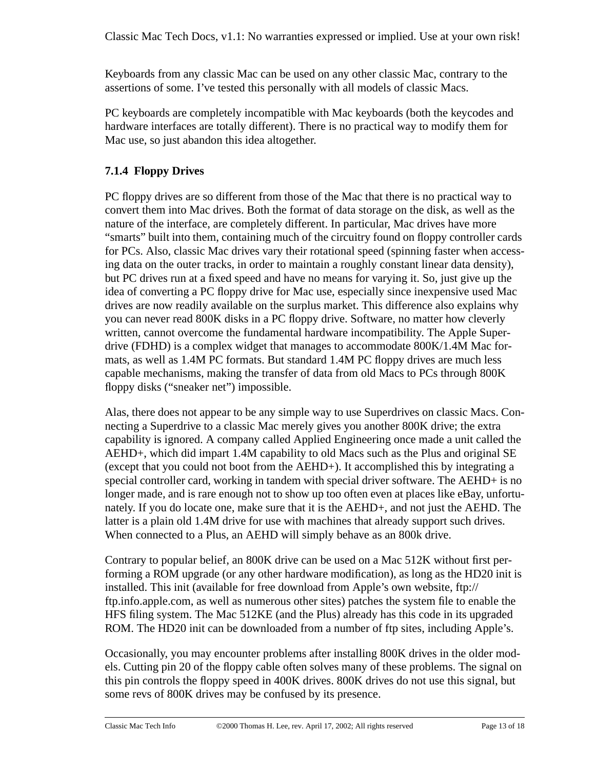Keyboards from any classic Mac can be used on any other classic Mac, contrary to the assertions of some. I've tested this personally with all models of classic Macs.

PC keyboards are completely incompatible with Mac keyboards (both the keycodes and hardware interfaces are totally different). There is no practical way to modify them for Mac use, so just abandon this idea altogether.

### 7.1.4 Floppy Drives

PC floppy drives are so different from those of the Mac that there is no practical way to convert them into Mac drives. Both the format of data storage on the disk, as well as the nature of the interface, are completely different. In particular, Mac drives have more "smarts" built into them, containing much of the circuitry found on floppy controller cards for PCs. Also, classic Mac drives vary their rotational speed (spinning faster when accessing data on the outer tracks, in order to maintain a roughly constant linear data density), but PC drives run at a fixed speed and have no means for varying it. So, just give up the idea of converting a PC floppy drive for Mac use, especially since inexpensive used Mac drives are now readily available on the surplus market. This difference also explains why you can never read 800K disks in a PC floppy drive. Software, no matter how cleverly written, cannot overcome the fundamental hardware incompatibility. The Apple Superdrive (FDHD) is a complex widget that manages to accommodate 800K/1.4M Mac formats, as well as 1.4M PC formats. But standard 1.4M PC floppy drives are much less capable mechanisms, making the transfer of data from old Macs to PCs through 800K floppy disks ("sneaker net") impossible.

Alas, there does not appear to be any simple way to use Superdrives on classic Macs. Connecting a Superdrive to a classic Mac merely gives you another 800K drive; the extra capability is ignored. A company called Applied Engineering once made a unit called the AEHD+, which did impart 1.4M capability to old Macs such as the Plus and original SE (except that you could not boot from the AEHD+). It accomplished this by integrating a special controller card, working in tandem with special driver software. The AEHD+ is no longer made, and is rare enough not to show up too often even at places like eBay, unfortunately. If you do locate one, make sure that it is the AEHD+, and not just the AEHD. The latter is a plain old 1.4M drive for use with machines that already support such drives. When connected to a Plus, an AEHD will simply behave as an 800k drive.

Contrary to popular belief, an 800K drive can be used on a Mac 512K without first performing a ROM upgrade (or any other hardware modification), as long as the HD20 init is installed. This init (available for free download from Apple's own website, ftp://ftp.info.apple.com, as well as numerous other sites) patches the system file to enable the HFS filing system. The Mac 512KE (and the Plus) already has this code in its upgraded ROM. The HD20 init can be downloaded from a number of ftp sites, including Apple's.

Occasionally, you may encounter problems after installing 800K drives in the older models. Cutting pin 20 of the floppy cable often solves many of these problems. The signal on this pin controls the floppy speed in 400K drives. 800K drives do not use this signal, but some revs of 800K drives may be confused by its presence.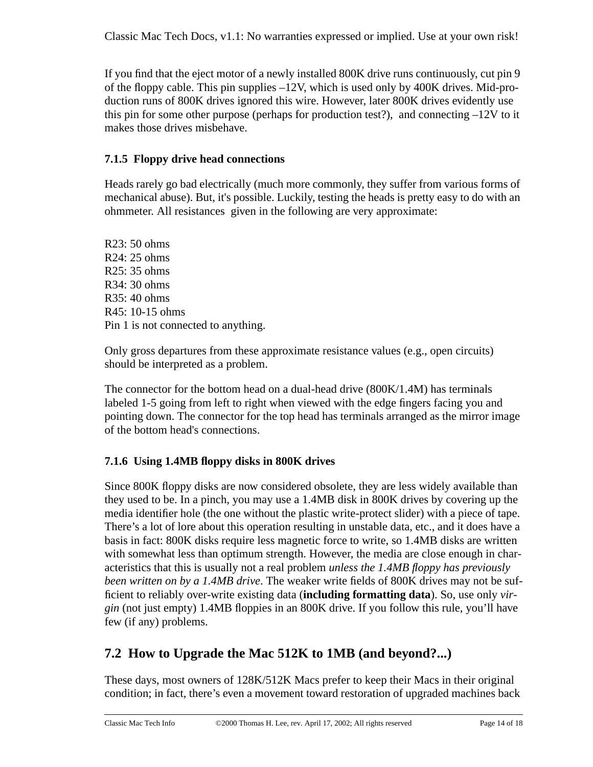If you find that the eject motor of a newly installed 800K drive runs continuously, cut pin 9 of the floppy cable. This pin supplies –12V, which is used only by 400K drives. Mid-production runs of 800K drives ignored this wire. However, later 800K drives evidently use this pin for some other purpose (perhaps for production test?), and connecting –12V to it makes those drives misbehave.

### 7.1.5 Floppy drive head connections

Heads rarely go bad electrically (much more commonly, they suffer from various forms of mechanical abuse). But, it's possible. Luckily, testing the heads is pretty easy to do with an ohmmeter. All resistances given in the following are very approximate:

R23: 50 ohms
R24: 25 ohms
R25: 35 ohms
R34: 30 ohms
R35: 40 ohms
R45: 10-15 ohms
Pin 1 is not connected to anything.

Only gross departures from these approximate resistance values (e.g., open circuits) should be interpreted as a problem.

The connector for the bottom head on a dual-head drive (800K/1.4M) has terminals labeled 1-5 going from left to right when viewed with the edge fingers facing you and pointing down. The connector for the top head has terminals arranged as the mirror image of the bottom head's connections.

### 7.1.6 Using 1.4MB floppy disks in 800K drives

Since 800K floppy disks are now considered obsolete, they are less widely available than they used to be. In a pinch, you may use a 1.4MB disk in 800K drives by covering up the media identifier hole (the one without the plastic write-protect slider) with a piece of tape. There's a lot of lore about this operation resulting in unstable data, etc., and it does have a basis in fact: 800K disks require less magnetic force to write, so 1.4MB disks are written with somewhat less than optimum strength. However, the media are close enough in characteristics that this is usually not a real problem *unless the 1.4MB floppy has previously been written on by a 1.4MB drive*. The weaker write fields of 800K drives may not be sufficient to reliably over-write existing data (**including formatting data**). So, use only *virgin* (not just empty) 1.4MB floppies in an 800K drive. If you follow this rule, you'll have few (if any) problems.

## 7.2 How to Upgrade the Mac 512K to 1MB (and beyond?...)

These days, most owners of 128K/512K Macs prefer to keep their Macs in their original condition; in fact, there's even a movement toward restoration of upgraded machines back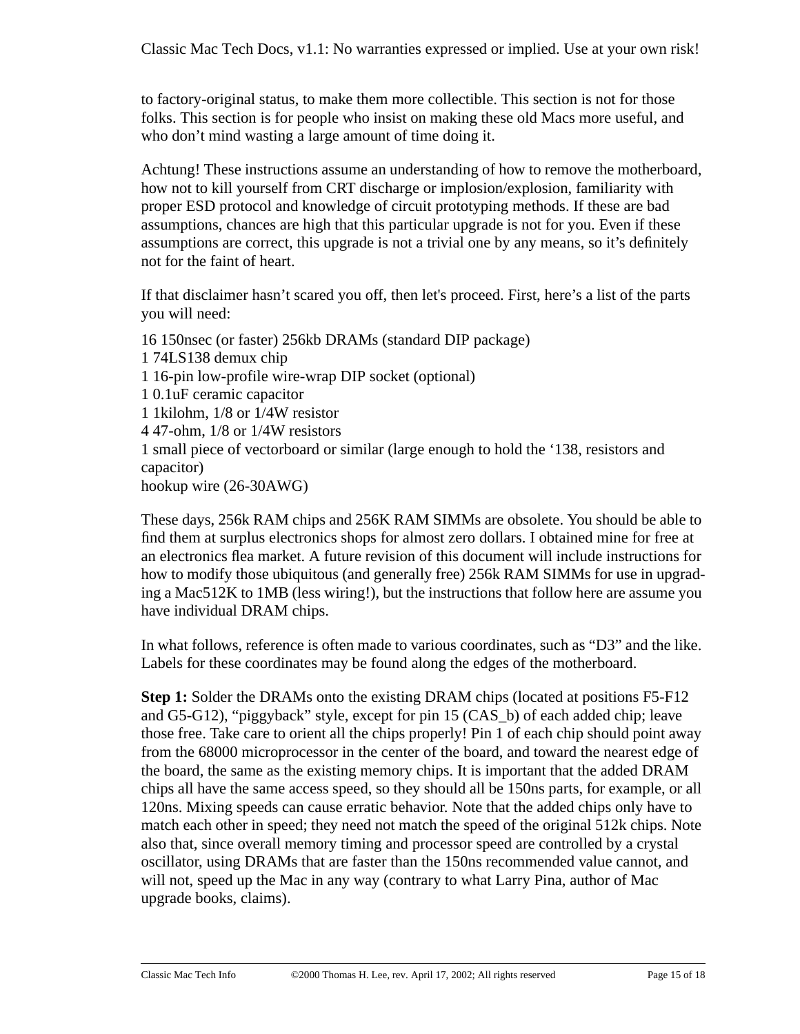to factory-original status, to make them more collectible. This section is not for those folks. This section is for people who insist on making these old Macs more useful, and who don't mind wasting a large amount of time doing it.

Achtung! These instructions assume an understanding of how to remove the motherboard, how not to kill yourself from CRT discharge or implosion/explosion, familiarity with proper ESD protocol and knowledge of circuit prototyping methods. If these are bad assumptions, chances are high that this particular upgrade is not for you. Even if these assumptions are correct, this upgrade is not a trivial one by any means, so it's definitely not for the faint of heart.

If that disclaimer hasn't scared you off, then let's proceed. First, here's a list of the parts you will need:

16 150nsec (or faster) 256kb DRAMs (standard DIP package)
1 74LS138 demux chip
1 16-pin low-profile wire-wrap DIP socket (optional)
1 0.1uF ceramic capacitor
1 1kilohm, 1/8 or 1/4W resistor
4 47-ohm, 1/8 or 1/4W resistors
1 small piece of vectorboard or similar (large enough to hold the '138, resistors and capacitor)
hookup wire (26-30AWG)

These days, 256k RAM chips and 256K RAM SIMMs are obsolete. You should be able to find them at surplus electronics shops for almost zero dollars. I obtained mine for free at an electronics flea market. A future revision of this document will include instructions for how to modify those ubiquitous (and generally free) 256k RAM SIMMs for use in upgrading a Mac512K to 1MB (less wiring!), but the instructions that follow here are assume you have individual DRAM chips.

In what follows, reference is often made to various coordinates, such as "D3" and the like. Labels for these coordinates may be found along the edges of the motherboard.

**Step 1:** Solder the DRAMs onto the existing DRAM chips (located at positions F5-F12 and G5-G12), "piggyback" style, except for pin 15 (CAS_b) of each added chip; leave those free. Take care to orient all the chips properly! Pin 1 of each chip should point away from the 68000 microprocessor in the center of the board, and toward the nearest edge of the board, the same as the existing memory chips. It is important that the added DRAM chips all have the same access speed, so they should all be 150ns parts, for example, or all 120ns. Mixing speeds can cause erratic behavior. Note that the added chips only have to match each other in speed; they need not match the speed of the original 512k chips. Note also that, since overall memory timing and processor speed are controlled by a crystal oscillator, using DRAMs that are faster than the 150ns recommended value cannot, and will not, speed up the Mac in any way (contrary to what Larry Pina, author of Mac upgrade books, claims).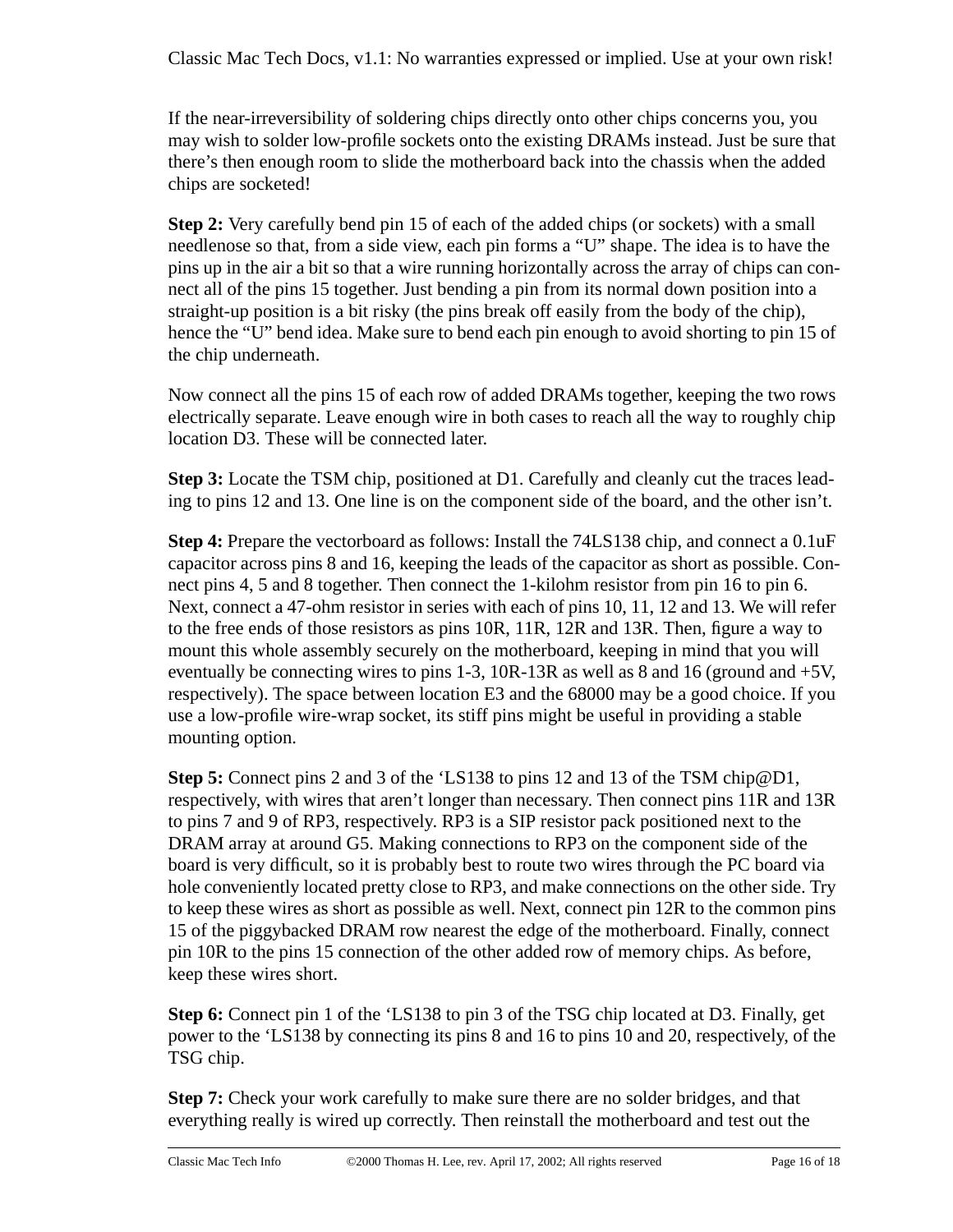If the near-irreversibility of soldering chips directly onto other chips concerns you, you may wish to solder low-profile sockets onto the existing DRAMs instead. Just be sure that there's then enough room to slide the motherboard back into the chassis when the added chips are socketed!

**Step 2:** Very carefully bend pin 15 of each of the added chips (or sockets) with a small needlenose so that, from a side view, each pin forms a "U" shape. The idea is to have the pins up in the air a bit so that a wire running horizontally across the array of chips can connect all of the pins 15 together. Just bending a pin from its normal down position into a straight-up position is a bit risky (the pins break off easily from the body of the chip), hence the "U" bend idea. Make sure to bend each pin enough to avoid shorting to pin 15 of the chip underneath.

Now connect all the pins 15 of each row of added DRAMs together, keeping the two rows electrically separate. Leave enough wire in both cases to reach all the way to roughly chip location D3. These will be connected later.

**Step 3:** Locate the TSM chip, positioned at D1. Carefully and cleanly cut the traces leading to pins 12 and 13. One line is on the component side of the board, and the other isn't.

**Step 4:** Prepare the vectorboard as follows: Install the 74LS138 chip, and connect a 0.1uF capacitor across pins 8 and 16, keeping the leads of the capacitor as short as possible. Connect pins 4, 5 and 8 together. Then connect the 1-kilohm resistor from pin 16 to pin 6. Next, connect a 47-ohm resistor in series with each of pins 10, 11, 12 and 13. We will refer to the free ends of those resistors as pins 10R, 11R, 12R and 13R. Then, figure a way to mount this whole assembly securely on the motherboard, keeping in mind that you will eventually be connecting wires to pins 1-3, 10R-13R as well as 8 and 16 (ground and +5V, respectively). The space between location E3 and the 68000 may be a good choice. If you use a low-profile wire-wrap socket, its stiff pins might be useful in providing a stable mounting option.

**Step 5:** Connect pins 2 and 3 of the 'LS138 to pins 12 and 13 of the TSM chip@D1, respectively, with wires that aren't longer than necessary. Then connect pins 11R and 13R to pins 7 and 9 of RP3, respectively. RP3 is a SIP resistor pack positioned next to the DRAM array at around G5. Making connections to RP3 on the component side of the board is very difficult, so it is probably best to route two wires through the PC board via hole conveniently located pretty close to RP3, and make connections on the other side. Try to keep these wires as short as possible as well. Next, connect pin 12R to the common pins 15 of the piggybacked DRAM row nearest the edge of the motherboard. Finally, connect pin 10R to the pins 15 connection of the other added row of memory chips. As before, keep these wires short.

**Step 6:** Connect pin 1 of the 'LS138 to pin 3 of the TSG chip located at D3. Finally, get power to the 'LS138 by connecting its pins 8 and 16 to pins 10 and 20, respectively, of the TSG chip.

**Step 7:** Check your work carefully to make sure there are no solder bridges, and that everything really is wired up correctly. Then reinstall the motherboard and test out the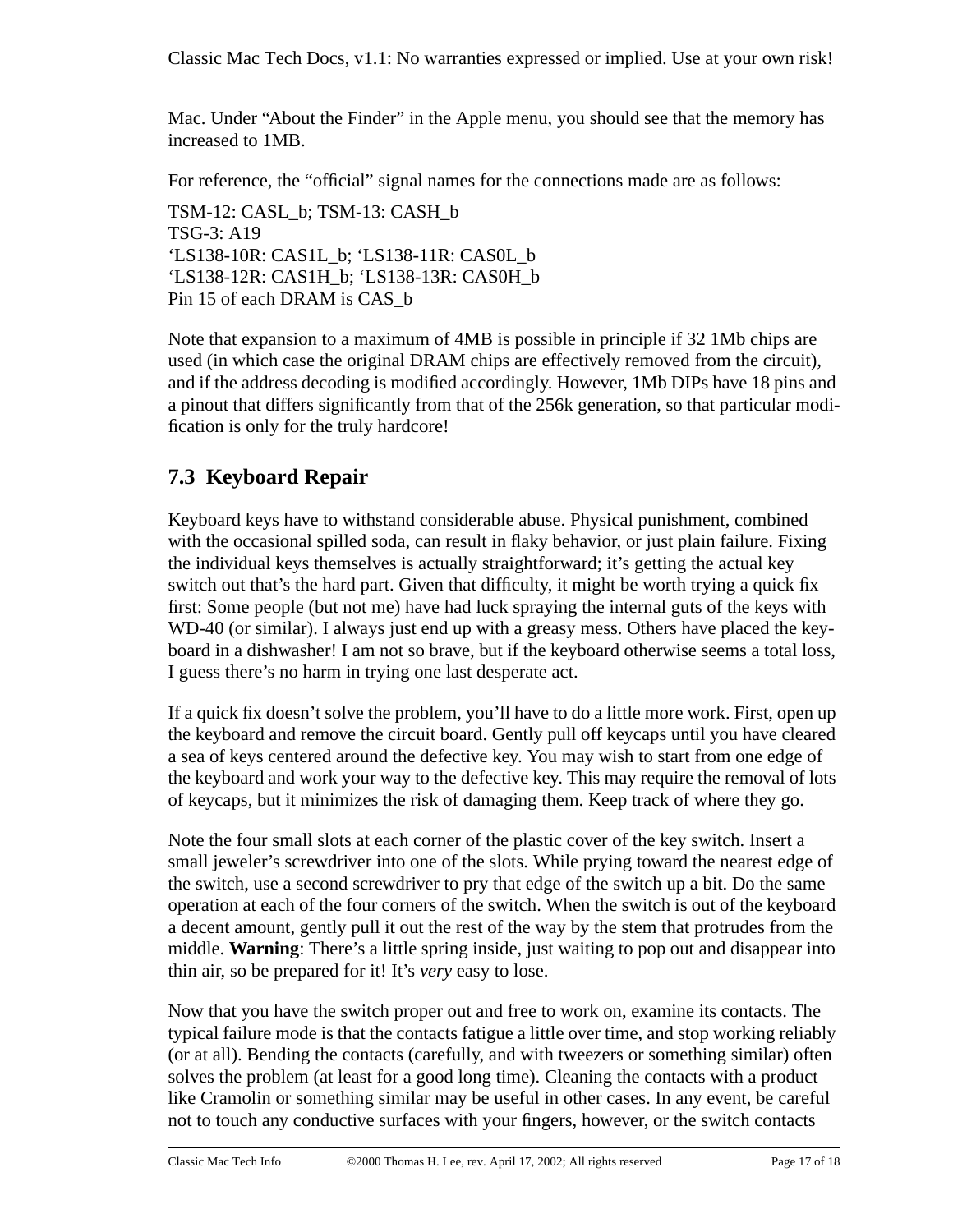Mac. Under "About the Finder" in the Apple menu, you should see that the memory has increased to 1MB.

For reference, the "official" signal names for the connections made are as follows:

TSM-12: CASL_b; TSM-13: CASH_b
TSG-3: A19
'LS138-10R: CAS1L_b; 'LS138-11R: CAS0L_b
'LS138-12R: CAS1H_b; 'LS138-13R: CAS0H_b
Pin 15 of each DRAM is CAS_b

Note that expansion to a maximum of 4MB is possible in principle if 32 1Mb chips are used (in which case the original DRAM chips are effectively removed from the circuit), and if the address decoding is modified accordingly. However, 1Mb DIPs have 18 pins and a pinout that differs significantly from that of the 256k generation, so that particular modification is only for the truly hardcore!

## 7.3 Keyboard Repair

Keyboard keys have to withstand considerable abuse. Physical punishment, combined with the occasional spilled soda, can result in flaky behavior, or just plain failure. Fixing the individual keys themselves is actually straightforward; it's getting the actual key switch out that's the hard part. Given that difficulty, it might be worth trying a quick fix first: Some people (but not me) have had luck spraying the internal guts of the keys with WD-40 (or similar). I always just end up with a greasy mess. Others have placed the keyboard in a dishwasher! I am not so brave, but if the keyboard otherwise seems a total loss, I guess there's no harm in trying one last desperate act.

If a quick fix doesn't solve the problem, you'll have to do a little more work. First, open up the keyboard and remove the circuit board. Gently pull off keycaps until you have cleared a sea of keys centered around the defective key. You may wish to start from one edge of the keyboard and work your way to the defective key. This may require the removal of lots of keycaps, but it minimizes the risk of damaging them. Keep track of where they go.

Note the four small slots at each corner of the plastic cover of the key switch. Insert a small jeweler's screwdriver into one of the slots. While prying toward the nearest edge of the switch, use a second screwdriver to pry that edge of the switch up a bit. Do the same operation at each of the four corners of the switch. When the switch is out of the keyboard a decent amount, gently pull it out the rest of the way by the stem that protrudes from the middle. **Warning**: There's a little spring inside, just waiting to pop out and disappear into thin air, so be prepared for it! It's *very* easy to lose.

Now that you have the switch proper out and free to work on, examine its contacts. The typical failure mode is that the contacts fatigue a little over time, and stop working reliably (or at all). Bending the contacts (carefully, and with tweezers or something similar) often solves the problem (at least for a good long time). Cleaning the contacts with a product like Cramolin or something similar may be useful in other cases. In any event, be careful not to touch any conductive surfaces with your fingers, however, or the switch contacts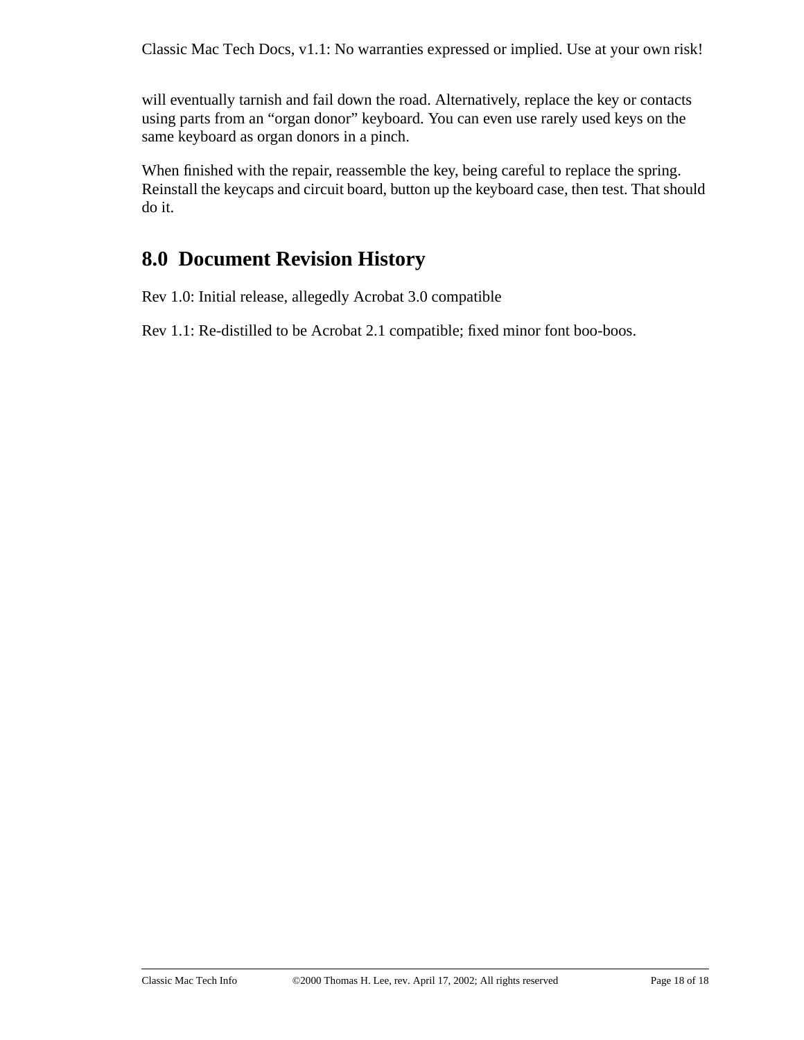will eventually tarnish and fail down the road. Alternatively, replace the key or contacts using parts from an “organ donor” keyboard. You can even use rarely used keys on the same keyboard as organ donors in a pinch.

When finished with the repair, reassemble the key, being careful to replace the spring. Reinstall the keycaps and circuit board, button up the keyboard case, then test. That should do it.

## 8.0 Document Revision History

Rev 1.0: Initial release, allegedly Acrobat 3.0 compatible

Rev 1.1: Re-distilled to be Acrobat 2.1 compatible; fixed minor font boo-boos.